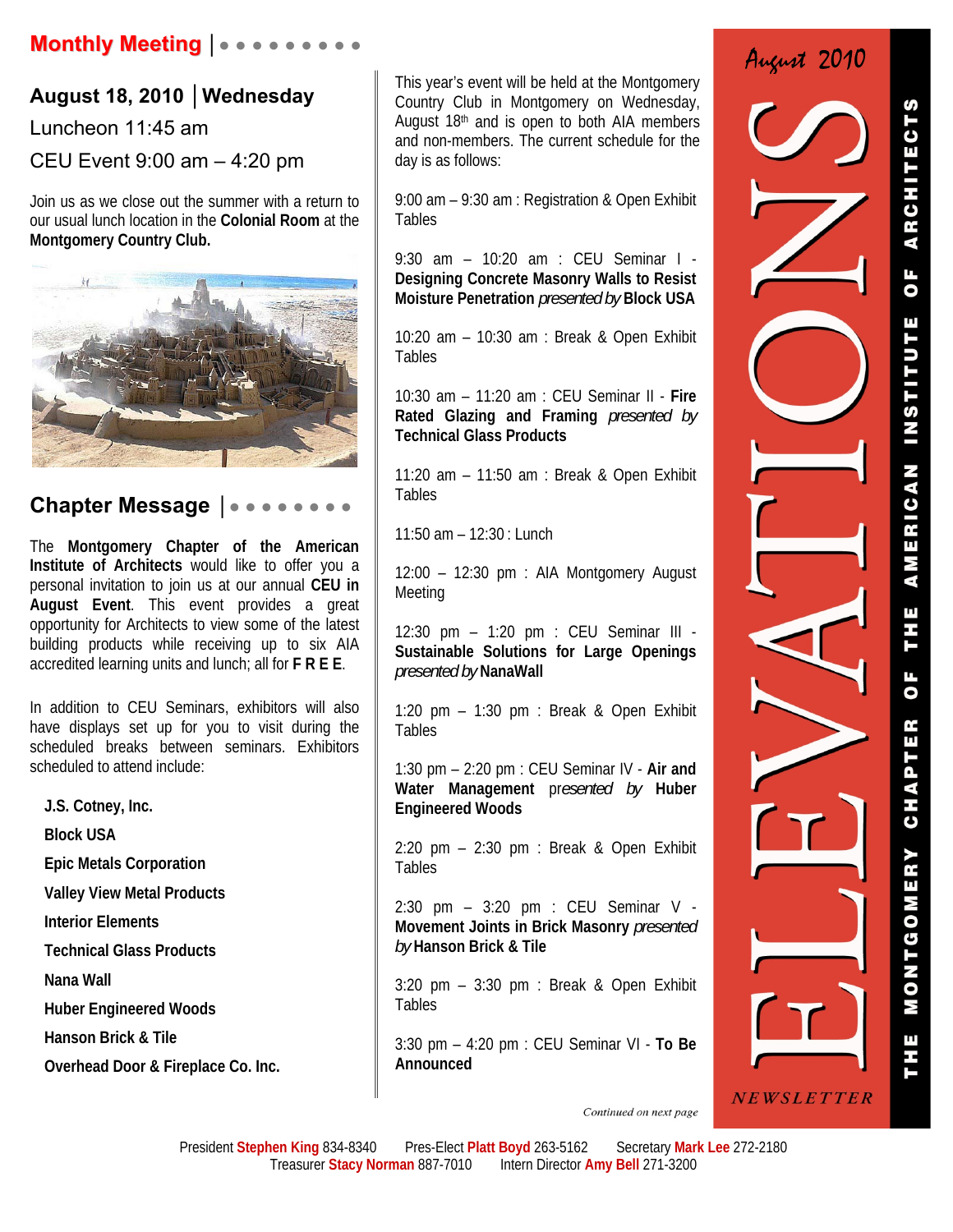## Monthly Meeting

### August 18, 2010 | Wednesday

Luncheon 11:45 am

CEU Event 9:00 am – 4:20 pm

Join us as we close out the summer with a return to our usual lunch location in the **Colonial Room** at the **Montgomery Country Club.**

## Chapter Message

The **Montgomery Chapter of the American Institute of Architects** would like to offer you a personal invitation to join us at our annual **CEU in August Event**. This event provides a great opportunity for Architects to view some of the latest building products while receiving up to six AIA accredited learning units and lunch; all for **F R E E**.

In addition to CEU Seminars, exhibitors will also have displays set up for you to visit during the scheduled breaks between seminars. Exhibitors scheduled to attend include:

**J.S. Cotney, Inc.**
**Block USA**
**Epic Metals Corporation**
**Valley View Metal Products**
**Interior Elements**
**Technical Glass Products**
**Nana Wall**
**Huber Engineered Woods**
**Hanson Brick & Tile**
**Overhead Door & Fireplace Co. Inc.**

This year's event will be held at the Montgomery Country Club in Montgomery on Wednesday, August 18th and is open to both AIA members and non-members. The current schedule for the day is as follows:

9:00 am – 9:30 am : Registration & Open Exhibit Tables

9:30 am – 10:20 am : CEU Seminar I - **Designing Concrete Masonry Walls to Resist Moisture Penetration** *presented by* **Block USA**

10:20 am – 10:30 am : Break & Open Exhibit Tables

10:30 am – 11:20 am : CEU Seminar II - **Fire Rated Glazing and Framing** *presented by* **Technical Glass Products**

11:20 am – 11:50 am : Break & Open Exhibit Tables

11:50 am – 12:30 : Lunch

12:00 – 12:30 pm : AIA Montgomery August Meeting

12:30 pm – 1:20 pm : CEU Seminar III - **Sustainable Solutions for Large Openings** *presented by* **NanaWall**

1:20 pm – 1:30 pm : Break & Open Exhibit Tables

1:30 pm – 2:20 pm : CEU Seminar IV - **Air and Water Management** *presented by* **Huber Engineered Woods**

2:20 pm – 2:30 pm : Break & Open Exhibit Tables

2:30 pm – 3:20 pm : CEU Seminar V - **Movement Joints in Brick Masonry** *presented by* **Hanson Brick & Tile**

3:20 pm – 3:30 pm : Break & Open Exhibit Tables

3:30 pm – 4:20 pm : CEU Seminar VI - **To Be Announced**

*Continued on next page*

August 2010

# ELEVATIONS

NEWSLETTER

THE MONTGOMERY CHAPTER OF THE AMERICAN INSTITUTE OF ARCHITECTS

President **Stephen King** 834-8340 Pres-Elect **Platt Boyd** 263-5162 Secretary **Mark Lee** 272-2180
Treasurer **Stacy Norman** 887-7010 Intern Director **Amy Bell** 271-3200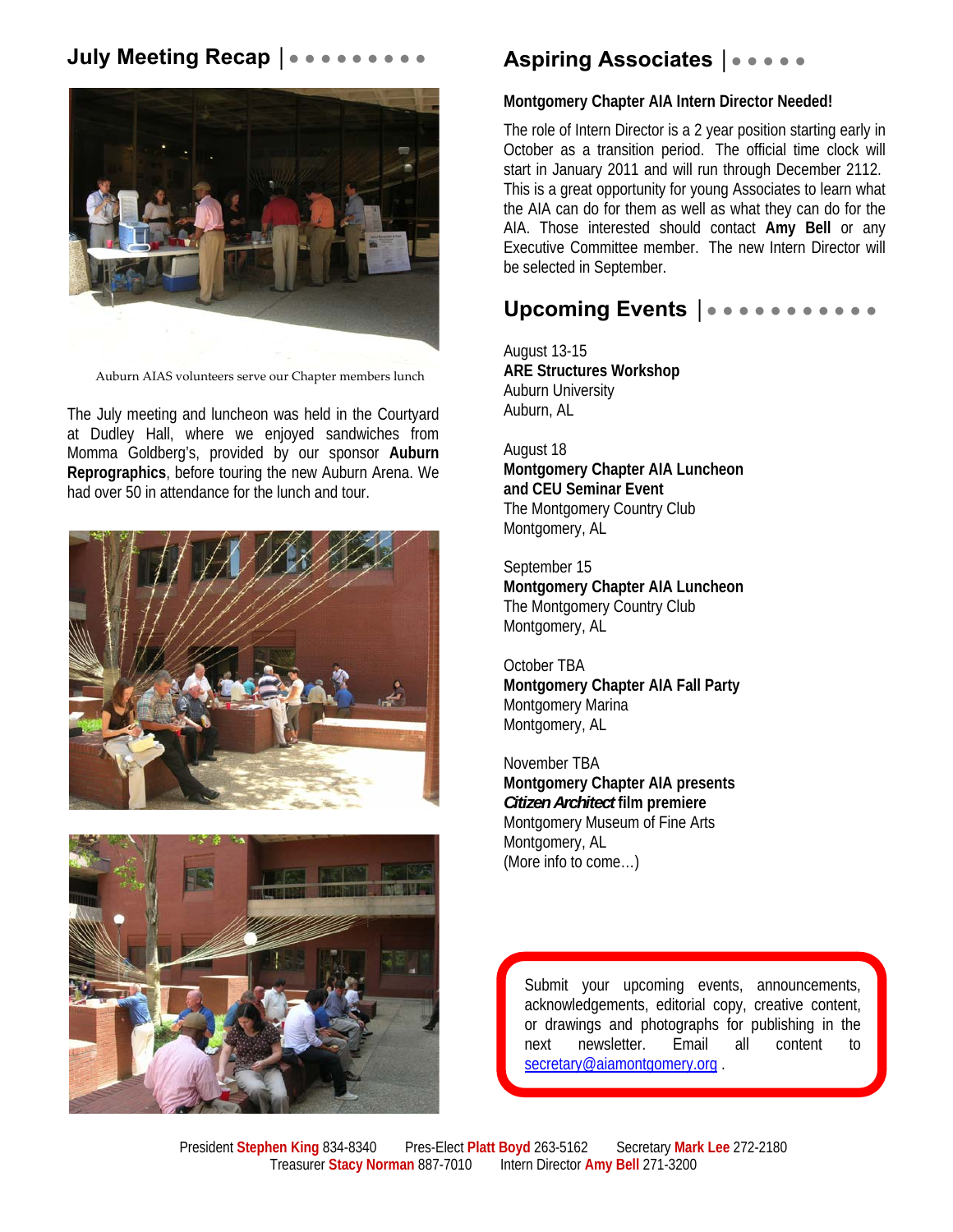## July Meeting Recap

Auburn AIAS volunteers serve our Chapter members lunch

The July meeting and luncheon was held in the Courtyard at Dudley Hall, where we enjoyed sandwiches from Momma Goldberg's, provided by our sponsor **Auburn Reprographics**, before touring the new Auburn Arena. We had over 50 in attendance for the lunch and tour.

## Aspiring Associates

**Montgomery Chapter AIA Intern Director Needed!**

The role of Intern Director is a 2 year position starting early in October as a transition period. The official time clock will start in January 2011 and will run through December 2112. This is a great opportunity for young Associates to learn what the AIA can do for them as well as what they can do for the AIA. Those interested should contact **Amy Bell** or any Executive Committee member. The new Intern Director will be selected in September.

## Upcoming Events

August 13-15
**ARE Structures Workshop**
Auburn University
Auburn, AL

August 18
**Montgomery Chapter AIA Luncheon and CEU Seminar Event**
The Montgomery Country Club
Montgomery, AL

September 15
**Montgomery Chapter AIA Luncheon**
The Montgomery Country Club
Montgomery, AL

October TBA
**Montgomery Chapter AIA Fall Party**
Montgomery Marina
Montgomery, AL

November TBA
**Montgomery Chapter AIA presents *Citizen Architect* film premiere**
Montgomery Museum of Fine Arts
Montgomery, AL
(More info to come…)

Submit your upcoming events, announcements, acknowledgements, editorial copy, creative content, or drawings and photographs for publishing in the next newsletter. Email all content to secretary@aiamontgomery.org .

President **Stephen King** 834-8340 Pres-Elect **Platt Boyd** 263-5162 Secretary **Mark Lee** 272-2180
Treasurer **Stacy Norman** 887-7010 Intern Director **Amy Bell** 271-3200